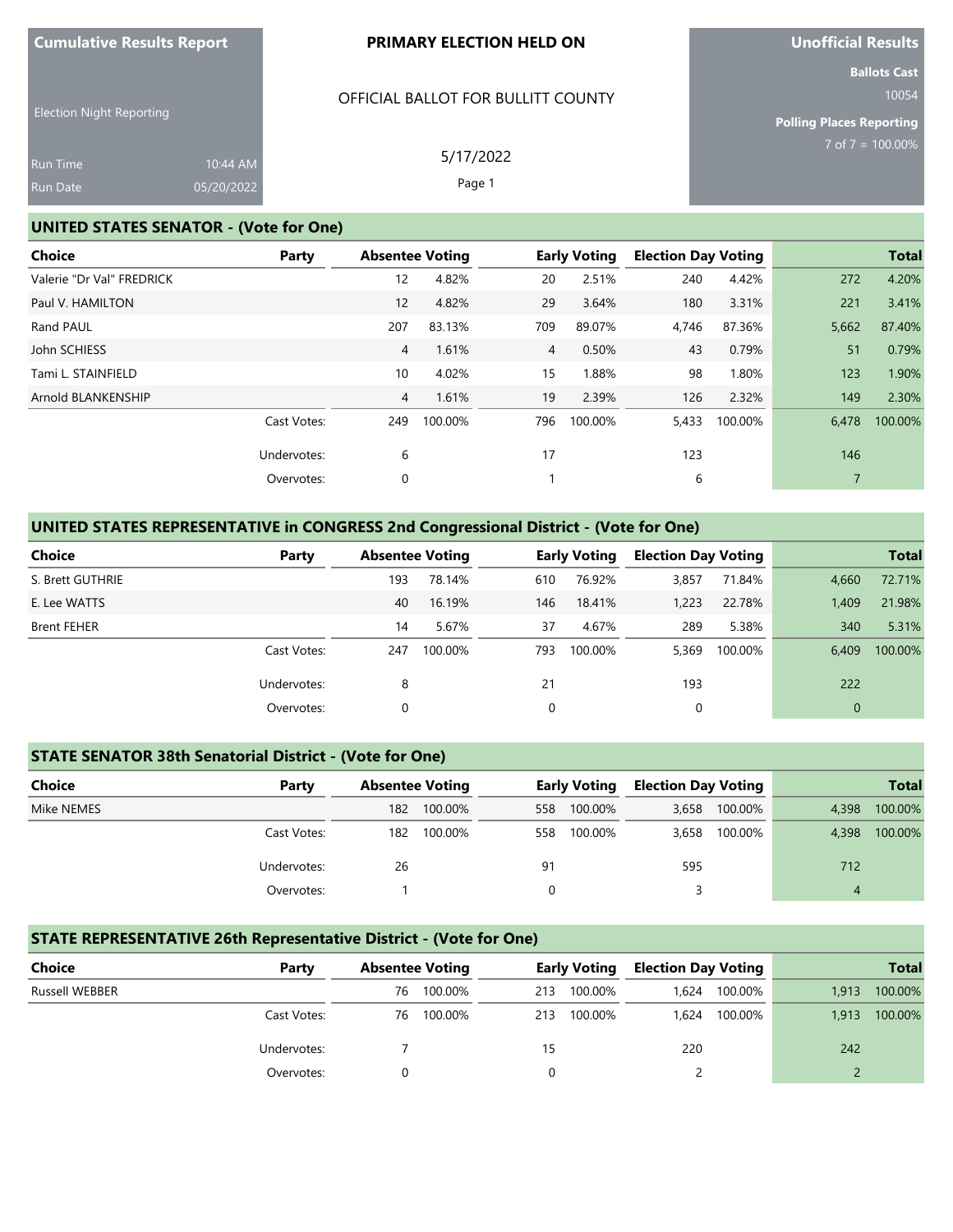**Cumulative Results Report**

Election Night Reporting

Run Time 10:44 AM

Run Date 05/20/2022

**PRIMARY ELECTION HELD ON**

OFFICIAL BALLOT FOR BULLITT COUNTY

5/17/2022

**Unofficial Results**

**Ballots Cast**

10054

**Polling Places Reporting**

7 of 7 = 100.00%

## UNITED STATES SENATOR - (Vote for One)

| Choice | Party | Absentee Voting | | Early Voting | | Election Day Voting | | Total | |
|---|---|---|---|---|---|---|---|---|---|
| Valerie "Dr Val" FREDRICK | | 12 | 4.82% | 20 | 2.51% | 240 | 4.42% | 272 | 4.20% |
| Paul V. HAMILTON | | 12 | 4.82% | 29 | 3.64% | 180 | 3.31% | 221 | 3.41% |
| Rand PAUL | | 207 | 83.13% | 709 | 89.07% | 4,746 | 87.36% | 5,662 | 87.40% |
| John SCHIESS | | 4 | 1.61% | 4 | 0.50% | 43 | 0.79% | 51 | 0.79% |
| Tami L. STAINFIELD | | 10 | 4.02% | 15 | 1.88% | 98 | 1.80% | 123 | 1.90% |
| Arnold BLANKENSHIP | | 4 | 1.61% | 19 | 2.39% | 126 | 2.32% | 149 | 2.30% |
| | Cast Votes: | 249 | 100.00% | 796 | 100.00% | 5,433 | 100.00% | 6,478 | 100.00% |
| | Undervotes: | 6 | | 17 | | 123 | | 146 | |
| | Overvotes: | 0 | | 1 | | 6 | | 7 | |

## UNITED STATES REPRESENTATIVE in CONGRESS 2nd Congressional District - (Vote for One)

| Choice | Party | Absentee Voting | | Early Voting | | Election Day Voting | | Total | |
|---|---|---|---|---|---|---|---|---|---|
| S. Brett GUTHRIE | | 193 | 78.14% | 610 | 76.92% | 3,857 | 71.84% | 4,660 | 72.71% |
| E. Lee WATTS | | 40 | 16.19% | 146 | 18.41% | 1,223 | 22.78% | 1,409 | 21.98% |
| Brent FEHER | | 14 | 5.67% | 37 | 4.67% | 289 | 5.38% | 340 | 5.31% |
| | Cast Votes: | 247 | 100.00% | 793 | 100.00% | 5,369 | 100.00% | 6,409 | 100.00% |
| | Undervotes: | 8 | | 21 | | 193 | | 222 | |
| | Overvotes: | 0 | | 0 | | 0 | | 0 | |

## STATE SENATOR 38th Senatorial District - (Vote for One)

| Choice | Party | Absentee Voting | | Early Voting | | Election Day Voting | | Total | |
|---|---|---|---|---|---|---|---|---|---|
| Mike NEMES | | 182 | 100.00% | 558 | 100.00% | 3,658 | 100.00% | 4,398 | 100.00% |
| | Cast Votes: | 182 | 100.00% | 558 | 100.00% | 3,658 | 100.00% | 4,398 | 100.00% |
| | Undervotes: | 26 | | 91 | | 595 | | 712 | |
| | Overvotes: | 1 | | 0 | | 3 | | 4 | |

## STATE REPRESENTATIVE 26th Representative District - (Vote for One)

| Choice | Party | Absentee Voting | | Early Voting | | Election Day Voting | | Total | |
|---|---|---|---|---|---|---|---|---|---|
| Russell WEBBER | | 76 | 100.00% | 213 | 100.00% | 1,624 | 100.00% | 1,913 | 100.00% |
| | Cast Votes: | 76 | 100.00% | 213 | 100.00% | 1,624 | 100.00% | 1,913 | 100.00% |
| | Undervotes: | 7 | | 15 | | 220 | | 242 | |
| | Overvotes: | 0 | | 0 | | 2 | | 2 | |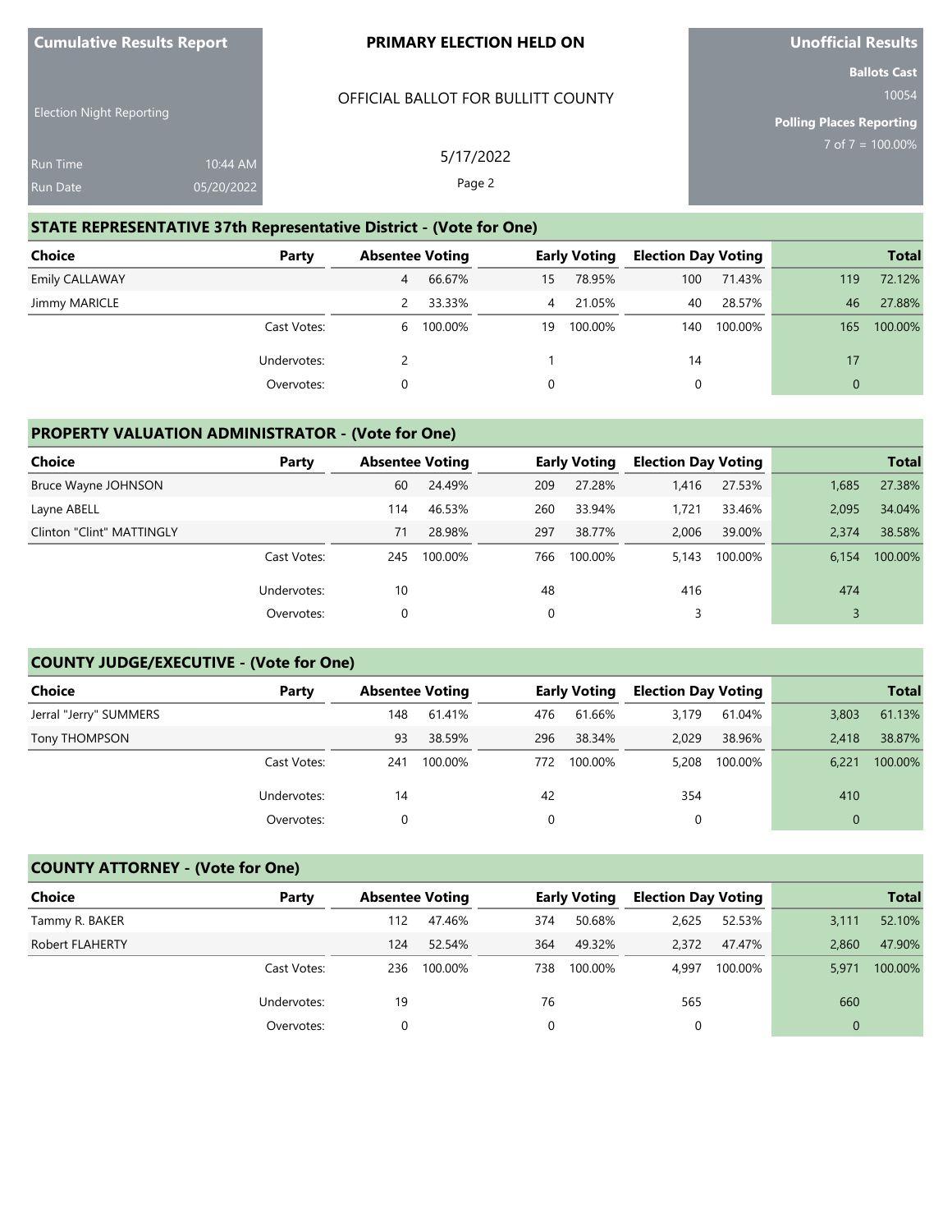| Cumulative Results Report | PRIMARY ELECTION HELD ON | Unofficial Results |
|---|---|---|
| Election Night Reporting | OFFICIAL BALLOT FOR BULLITT COUNTY | Ballots Cast: 10054 |
| Run Time: 10:44 AM | 5/17/2022 | Polling Places Reporting: 7 of 7 = 100.00% |
| Run Date: 05/20/2022 | | |

## STATE REPRESENTATIVE 37th Representative District - (Vote for One)

| Choice | Party | Absentee Voting | | Early Voting | | Election Day Voting | | Total | |
|---|---|---|---|---|---|---|---|---|---|
| Emily CALLAWAY | | 4 | 66.67% | 15 | 78.95% | 100 | 71.43% | 119 | 72.12% |
| Jimmy MARICLE | | 2 | 33.33% | 4 | 21.05% | 40 | 28.57% | 46 | 27.88% |
| | Cast Votes: | 6 | 100.00% | 19 | 100.00% | 140 | 100.00% | 165 | 100.00% |
| | Undervotes: | 2 | | 1 | | 14 | | 17 | |
| | Overvotes: | 0 | | 0 | | 0 | | 0 | |

## PROPERTY VALUATION ADMINISTRATOR - (Vote for One)

| Choice | Party | Absentee Voting | | Early Voting | | Election Day Voting | | Total | |
|---|---|---|---|---|---|---|---|---|---|
| Bruce Wayne JOHNSON | | 60 | 24.49% | 209 | 27.28% | 1,416 | 27.53% | 1,685 | 27.38% |
| Layne ABELL | | 114 | 46.53% | 260 | 33.94% | 1,721 | 33.46% | 2,095 | 34.04% |
| Clinton "Clint" MATTINGLY | | 71 | 28.98% | 297 | 38.77% | 2,006 | 39.00% | 2,374 | 38.58% |
| | Cast Votes: | 245 | 100.00% | 766 | 100.00% | 5,143 | 100.00% | 6,154 | 100.00% |
| | Undervotes: | 10 | | 48 | | 416 | | 474 | |
| | Overvotes: | 0 | | 0 | | 3 | | 3 | |

## COUNTY JUDGE/EXECUTIVE - (Vote for One)

| Choice | Party | Absentee Voting | | Early Voting | | Election Day Voting | | Total | |
|---|---|---|---|---|---|---|---|---|---|
| Jerral "Jerry" SUMMERS | | 148 | 61.41% | 476 | 61.66% | 3,179 | 61.04% | 3,803 | 61.13% |
| Tony THOMPSON | | 93 | 38.59% | 296 | 38.34% | 2,029 | 38.96% | 2,418 | 38.87% |
| | Cast Votes: | 241 | 100.00% | 772 | 100.00% | 5,208 | 100.00% | 6,221 | 100.00% |
| | Undervotes: | 14 | | 42 | | 354 | | 410 | |
| | Overvotes: | 0 | | 0 | | 0 | | 0 | |

## COUNTY ATTORNEY - (Vote for One)

| Choice | Party | Absentee Voting | | Early Voting | | Election Day Voting | | Total | |
|---|---|---|---|---|---|---|---|---|---|
| Tammy R. BAKER | | 112 | 47.46% | 374 | 50.68% | 2,625 | 52.53% | 3,111 | 52.10% |
| Robert FLAHERTY | | 124 | 52.54% | 364 | 49.32% | 2,372 | 47.47% | 2,860 | 47.90% |
| | Cast Votes: | 236 | 100.00% | 738 | 100.00% | 4,997 | 100.00% | 5,971 | 100.00% |
| | Undervotes: | 19 | | 76 | | 565 | | 660 | |
| | Overvotes: | 0 | | 0 | | 0 | | 0 | |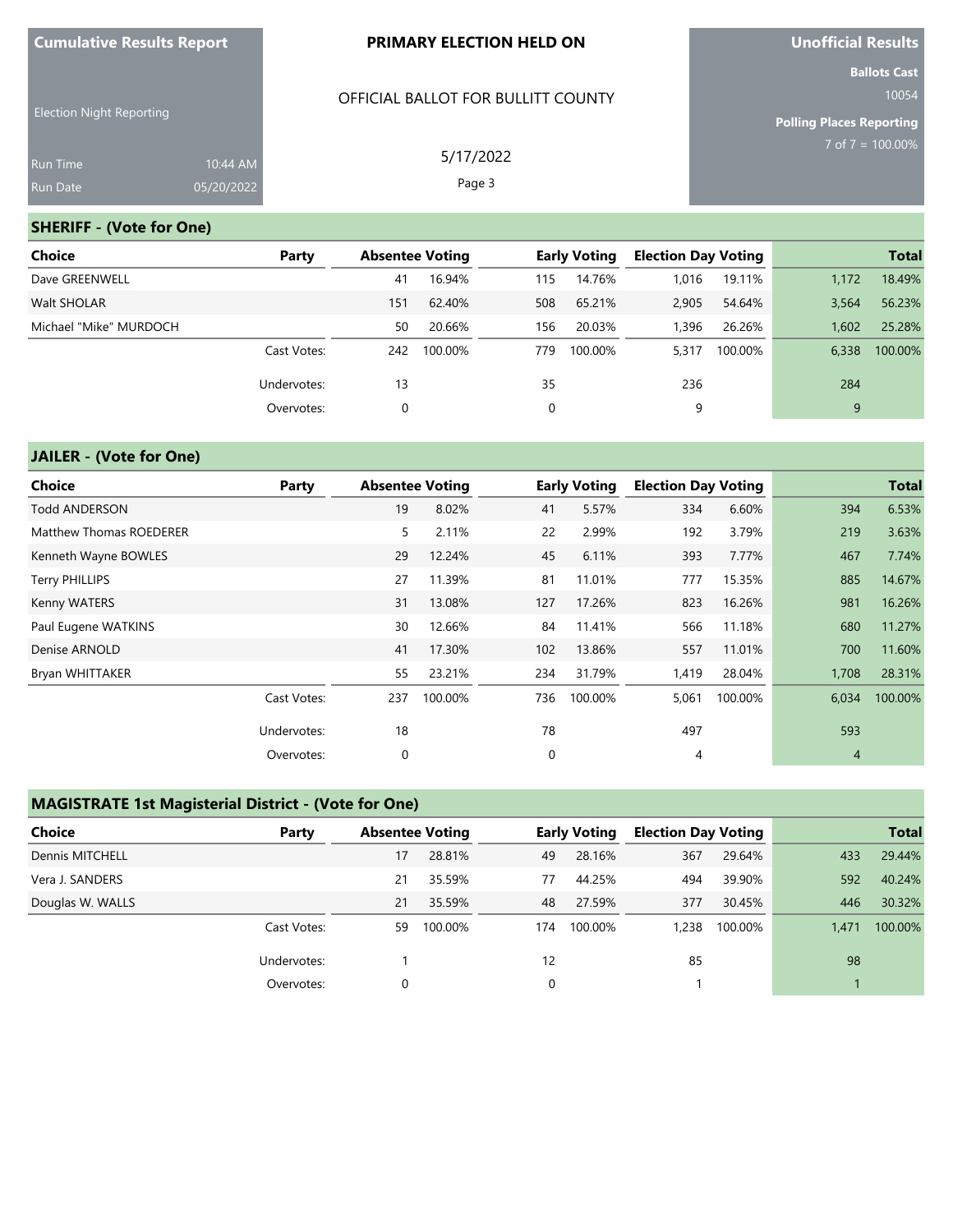# SHERIFF - (Vote for One)

| Choice | Party | Absentee Voting | | Early Voting | | Election Day Voting | | Total | |
|---|---|---|---|---|---|---|---|---|---|
| Dave GREENWELL | | 41 | 16.94% | 115 | 14.76% | 1,016 | 19.11% | 1,172 | 18.49% |
| Walt SHOLAR | | 151 | 62.40% | 508 | 65.21% | 2,905 | 54.64% | 3,564 | 56.23% |
| Michael "Mike" MURDOCH | | 50 | 20.66% | 156 | 20.03% | 1,396 | 26.26% | 1,602 | 25.28% |
| | Cast Votes: | 242 | 100.00% | 779 | 100.00% | 5,317 | 100.00% | 6,338 | 100.00% |
| | Undervotes: | 13 | | 35 | | 236 | | 284 | |
| | Overvotes: | 0 | | 0 | | 9 | | 9 | |

# JAILER - (Vote for One)

| Choice | Party | Absentee Voting | | Early Voting | | Election Day Voting | | Total | |
|---|---|---|---|---|---|---|---|---|---|
| Todd ANDERSON | | 19 | 8.02% | 41 | 5.57% | 334 | 6.60% | 394 | 6.53% |
| Matthew Thomas ROEDERER | | 5 | 2.11% | 22 | 2.99% | 192 | 3.79% | 219 | 3.63% |
| Kenneth Wayne BOWLES | | 29 | 12.24% | 45 | 6.11% | 393 | 7.77% | 467 | 7.74% |
| Terry PHILLIPS | | 27 | 11.39% | 81 | 11.01% | 777 | 15.35% | 885 | 14.67% |
| Kenny WATERS | | 31 | 13.08% | 127 | 17.26% | 823 | 16.26% | 981 | 16.26% |
| Paul Eugene WATKINS | | 30 | 12.66% | 84 | 11.41% | 566 | 11.18% | 680 | 11.27% |
| Denise ARNOLD | | 41 | 17.30% | 102 | 13.86% | 557 | 11.01% | 700 | 11.60% |
| Bryan WHITTAKER | | 55 | 23.21% | 234 | 31.79% | 1,419 | 28.04% | 1,708 | 28.31% |
| | Cast Votes: | 237 | 100.00% | 736 | 100.00% | 5,061 | 100.00% | 6,034 | 100.00% |
| | Undervotes: | 18 | | 78 | | 497 | | 593 | |
| | Overvotes: | 0 | | 0 | | 4 | | 4 | |

# MAGISTRATE 1st Magisterial District - (Vote for One)

| Choice | Party | Absentee Voting | | Early Voting | | Election Day Voting | | Total | |
|---|---|---|---|---|---|---|---|---|---|
| Dennis MITCHELL | | 17 | 28.81% | 49 | 28.16% | 367 | 29.64% | 433 | 29.44% |
| Vera J. SANDERS | | 21 | 35.59% | 77 | 44.25% | 494 | 39.90% | 592 | 40.24% |
| Douglas W. WALLS | | 21 | 35.59% | 48 | 27.59% | 377 | 30.45% | 446 | 30.32% |
| | Cast Votes: | 59 | 100.00% | 174 | 100.00% | 1,238 | 100.00% | 1,471 | 100.00% |
| | Undervotes: | 1 | | 12 | | 85 | | 98 | |
| | Overvotes: | 0 | | 0 | | 1 | | 1 | |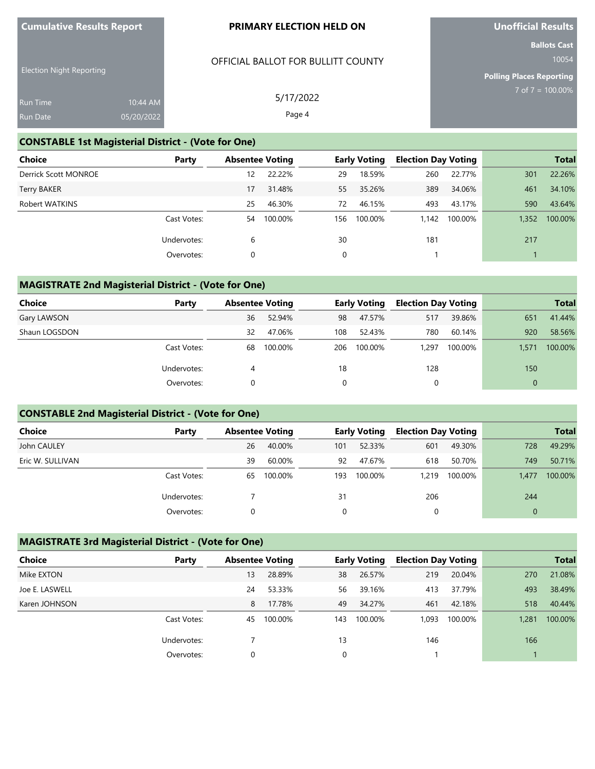Cumulative Results Report

Election Night Reporting

Run Time 10:44 AM
Run Date 05/20/2022

**PRIMARY ELECTION HELD ON**

OFFICIAL BALLOT FOR BULLITT COUNTY

5/17/2022

**Unofficial Results**

**Ballots Cast**
10054

**Polling Places Reporting**
7 of 7 = 100.00%

## CONSTABLE 1st Magisterial District - (Vote for One)

| Choice | Party | Absentee Voting | | Early Voting | | Election Day Voting | | Total | |
|---|---|---|---|---|---|---|---|---|---|
| Derrick Scott MONROE | | 12 | 22.22% | 29 | 18.59% | 260 | 22.77% | 301 | 22.26% |
| Terry BAKER | | 17 | 31.48% | 55 | 35.26% | 389 | 34.06% | 461 | 34.10% |
| Robert WATKINS | | 25 | 46.30% | 72 | 46.15% | 493 | 43.17% | 590 | 43.64% |
| | Cast Votes: | 54 | 100.00% | 156 | 100.00% | 1,142 | 100.00% | 1,352 | 100.00% |
| | Undervotes: | 6 | | 30 | | 181 | | 217 | |
| | Overvotes: | 0 | | 0 | | 1 | | 1 | |

## MAGISTRATE 2nd Magisterial District - (Vote for One)

| Choice | Party | Absentee Voting | | Early Voting | | Election Day Voting | | Total | |
|---|---|---|---|---|---|---|---|---|---|
| Gary LAWSON | | 36 | 52.94% | 98 | 47.57% | 517 | 39.86% | 651 | 41.44% |
| Shaun LOGSDON | | 32 | 47.06% | 108 | 52.43% | 780 | 60.14% | 920 | 58.56% |
| | Cast Votes: | 68 | 100.00% | 206 | 100.00% | 1,297 | 100.00% | 1,571 | 100.00% |
| | Undervotes: | 4 | | 18 | | 128 | | 150 | |
| | Overvotes: | 0 | | 0 | | 0 | | 0 | |

## CONSTABLE 2nd Magisterial District - (Vote for One)

| Choice | Party | Absentee Voting | | Early Voting | | Election Day Voting | | Total | |
|---|---|---|---|---|---|---|---|---|---|
| John CAULEY | | 26 | 40.00% | 101 | 52.33% | 601 | 49.30% | 728 | 49.29% |
| Eric W. SULLIVAN | | 39 | 60.00% | 92 | 47.67% | 618 | 50.70% | 749 | 50.71% |
| | Cast Votes: | 65 | 100.00% | 193 | 100.00% | 1,219 | 100.00% | 1,477 | 100.00% |
| | Undervotes: | 7 | | 31 | | 206 | | 244 | |
| | Overvotes: | 0 | | 0 | | 0 | | 0 | |

## MAGISTRATE 3rd Magisterial District - (Vote for One)

| Choice | Party | Absentee Voting | | Early Voting | | Election Day Voting | | Total | |
|---|---|---|---|---|---|---|---|---|---|
| Mike EXTON | | 13 | 28.89% | 38 | 26.57% | 219 | 20.04% | 270 | 21.08% |
| Joe E. LASWELL | | 24 | 53.33% | 56 | 39.16% | 413 | 37.79% | 493 | 38.49% |
| Karen JOHNSON | | 8 | 17.78% | 49 | 34.27% | 461 | 42.18% | 518 | 40.44% |
| | Cast Votes: | 45 | 100.00% | 143 | 100.00% | 1,093 | 100.00% | 1,281 | 100.00% |
| | Undervotes: | 7 | | 13 | | 146 | | 166 | |
| | Overvotes: | 0 | | 0 | | 1 | | 1 | |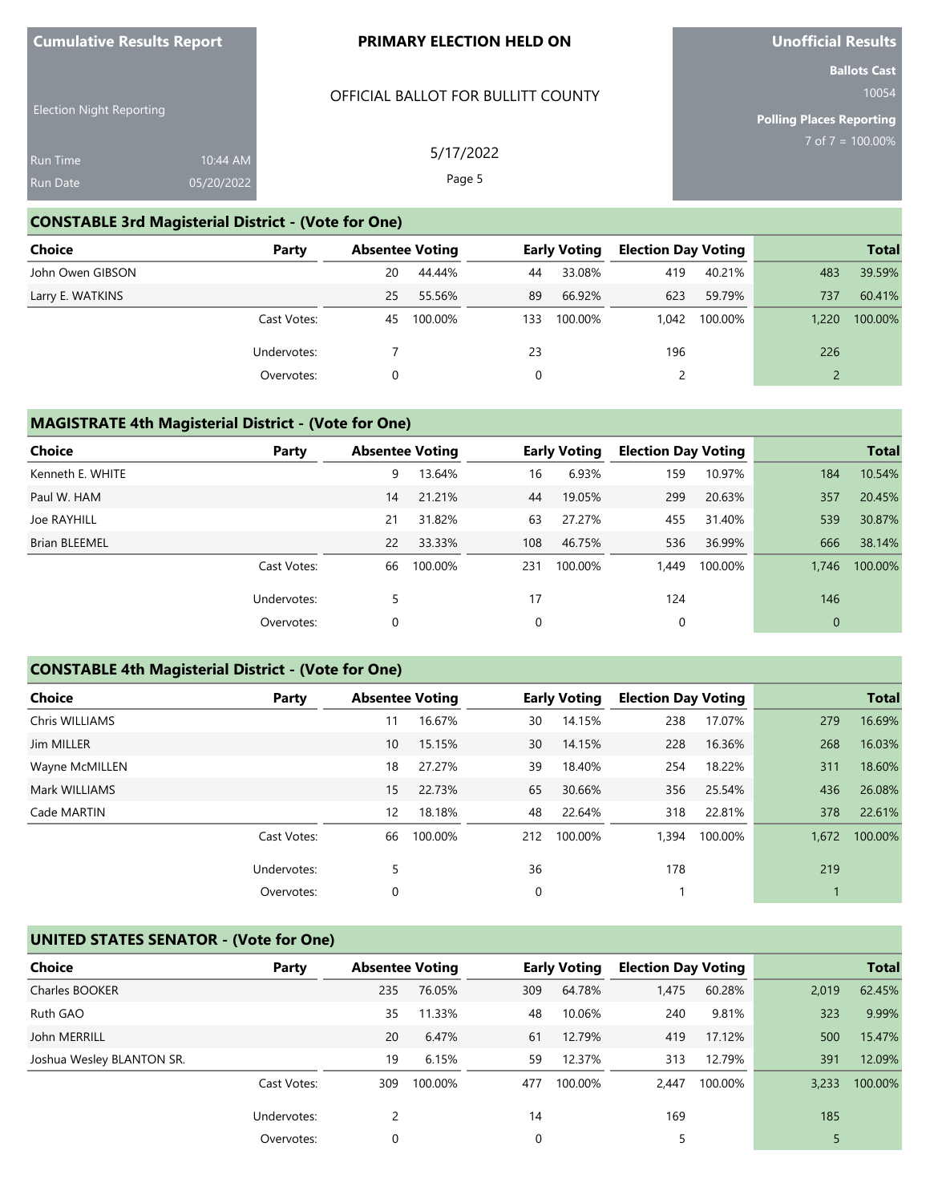Cumulative Results Report

Election Night Reporting

Run Time 10:44 AM
Run Date 05/20/2022

**PRIMARY ELECTION HELD ON**

OFFICIAL BALLOT FOR BULLITT COUNTY

5/17/2022

Unofficial Results

Ballots Cast 10054

Polling Places Reporting 7 of 7 = 100.00%

## CONSTABLE 3rd Magisterial District - (Vote for One)

| Choice | Party | Absentee Voting | | Early Voting | | Election Day Voting | | Total | |
|---|---|---|---|---|---|---|---|---|---|
| John Owen GIBSON | | 20 | 44.44% | 44 | 33.08% | 419 | 40.21% | 483 | 39.59% |
| Larry E. WATKINS | | 25 | 55.56% | 89 | 66.92% | 623 | 59.79% | 737 | 60.41% |
| | Cast Votes: | 45 | 100.00% | 133 | 100.00% | 1,042 | 100.00% | 1,220 | 100.00% |
| | Undervotes: | 7 | | 23 | | 196 | | 226 | |
| | Overvotes: | 0 | | 0 | | 2 | | 2 | |

## MAGISTRATE 4th Magisterial District - (Vote for One)

| Choice | Party | Absentee Voting | | Early Voting | | Election Day Voting | | Total | |
|---|---|---|---|---|---|---|---|---|---|
| Kenneth E. WHITE | | 9 | 13.64% | 16 | 6.93% | 159 | 10.97% | 184 | 10.54% |
| Paul W. HAM | | 14 | 21.21% | 44 | 19.05% | 299 | 20.63% | 357 | 20.45% |
| Joe RAYHILL | | 21 | 31.82% | 63 | 27.27% | 455 | 31.40% | 539 | 30.87% |
| Brian BLEEMEL | | 22 | 33.33% | 108 | 46.75% | 536 | 36.99% | 666 | 38.14% |
| | Cast Votes: | 66 | 100.00% | 231 | 100.00% | 1,449 | 100.00% | 1,746 | 100.00% |
| | Undervotes: | 5 | | 17 | | 124 | | 146 | |
| | Overvotes: | 0 | | 0 | | 0 | | 0 | |

## CONSTABLE 4th Magisterial District - (Vote for One)

| Choice | Party | Absentee Voting | | Early Voting | | Election Day Voting | | Total | |
|---|---|---|---|---|---|---|---|---|---|
| Chris WILLIAMS | | 11 | 16.67% | 30 | 14.15% | 238 | 17.07% | 279 | 16.69% |
| Jim MILLER | | 10 | 15.15% | 30 | 14.15% | 228 | 16.36% | 268 | 16.03% |
| Wayne McMILLEN | | 18 | 27.27% | 39 | 18.40% | 254 | 18.22% | 311 | 18.60% |
| Mark WILLIAMS | | 15 | 22.73% | 65 | 30.66% | 356 | 25.54% | 436 | 26.08% |
| Cade MARTIN | | 12 | 18.18% | 48 | 22.64% | 318 | 22.81% | 378 | 22.61% |
| | Cast Votes: | 66 | 100.00% | 212 | 100.00% | 1,394 | 100.00% | 1,672 | 100.00% |
| | Undervotes: | 5 | | 36 | | 178 | | 219 | |
| | Overvotes: | 0 | | 0 | | 1 | | 1 | |

## UNITED STATES SENATOR - (Vote for One)

| Choice | Party | Absentee Voting | | Early Voting | | Election Day Voting | | Total | |
|---|---|---|---|---|---|---|---|---|---|
| Charles BOOKER | | 235 | 76.05% | 309 | 64.78% | 1,475 | 60.28% | 2,019 | 62.45% |
| Ruth GAO | | 35 | 11.33% | 48 | 10.06% | 240 | 9.81% | 323 | 9.99% |
| John MERRILL | | 20 | 6.47% | 61 | 12.79% | 419 | 17.12% | 500 | 15.47% |
| Joshua Wesley BLANTON SR. | | 19 | 6.15% | 59 | 12.37% | 313 | 12.79% | 391 | 12.09% |
| | Cast Votes: | 309 | 100.00% | 477 | 100.00% | 2,447 | 100.00% | 3,233 | 100.00% |
| | Undervotes: | 2 | | 14 | | 169 | | 185 | |
| | Overvotes: | 0 | | 0 | | 5 | | 5 | |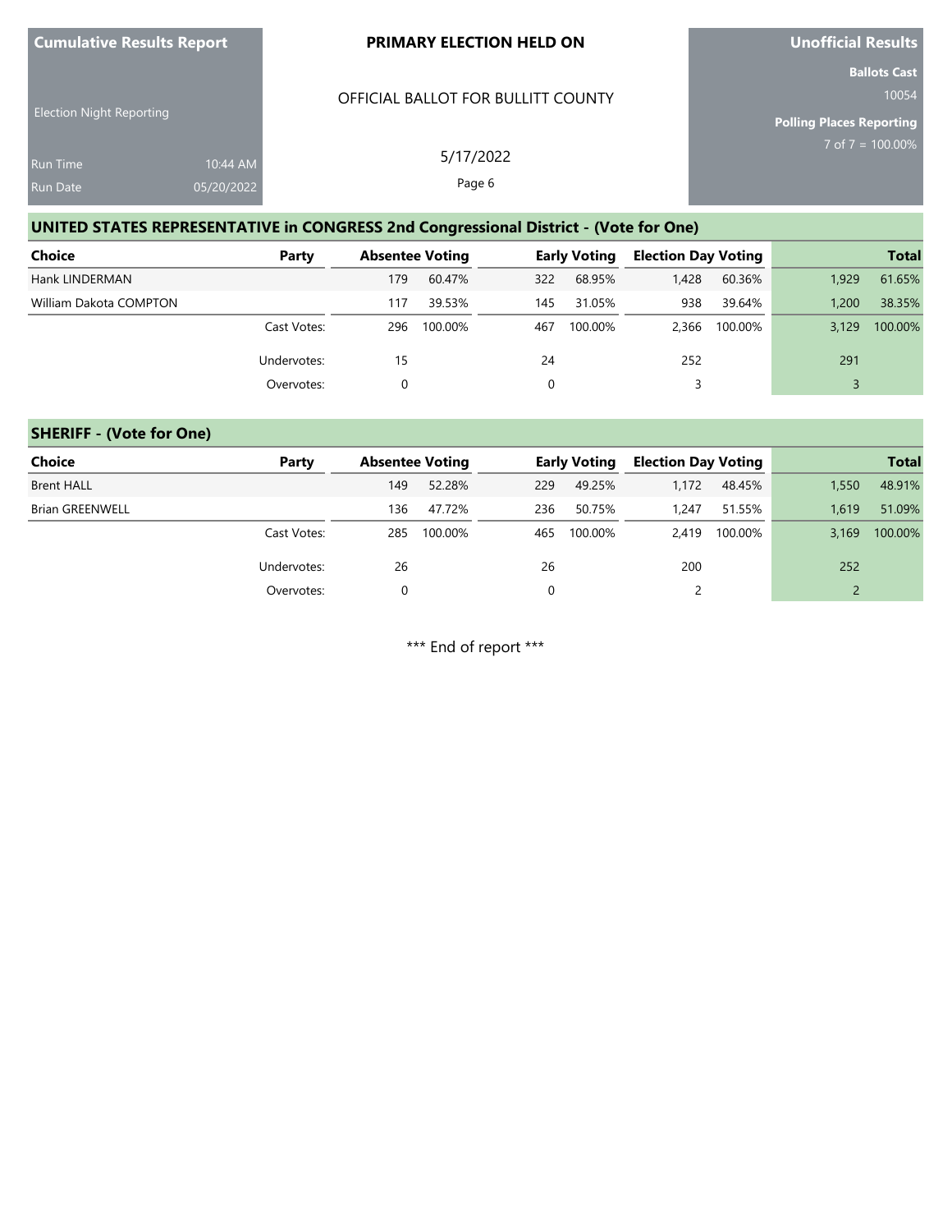**Cumulative Results Report**

Election Night Reporting

Run Time 10:44 AM

Run Date 05/20/2022

**PRIMARY ELECTION HELD ON**

OFFICIAL BALLOT FOR BULLITT COUNTY

5/17/2022

**Unofficial Results**

**Ballots Cast**

10054

**Polling Places Reporting**

7 of 7 = 100.00%

## UNITED STATES REPRESENTATIVE in CONGRESS 2nd Congressional District - (Vote for One)

| Choice | Party | Absentee Voting | | Early Voting | | Election Day Voting | | Total | |
|---|---|---|---|---|---|---|---|---|---|
| Hank LINDERMAN | | 179 | 60.47% | 322 | 68.95% | 1,428 | 60.36% | 1,929 | 61.65% |
| William Dakota COMPTON | | 117 | 39.53% | 145 | 31.05% | 938 | 39.64% | 1,200 | 38.35% |
| | Cast Votes: | 296 | 100.00% | 467 | 100.00% | 2,366 | 100.00% | 3,129 | 100.00% |
| | Undervotes: | 15 | | 24 | | 252 | | 291 | |
| | Overvotes: | 0 | | 0 | | 3 | | 3 | |

## SHERIFF - (Vote for One)

| Choice | Party | Absentee Voting | | Early Voting | | Election Day Voting | | Total | |
|---|---|---|---|---|---|---|---|---|---|
| Brent HALL | | 149 | 52.28% | 229 | 49.25% | 1,172 | 48.45% | 1,550 | 48.91% |
| Brian GREENWELL | | 136 | 47.72% | 236 | 50.75% | 1,247 | 51.55% | 1,619 | 51.09% |
| | Cast Votes: | 285 | 100.00% | 465 | 100.00% | 2,419 | 100.00% | 3,169 | 100.00% |
| | Undervotes: | 26 | | 26 | | 200 | | 252 | |
| | Overvotes: | 0 | | 0 | | 2 | | 2 | |

*** End of report ***